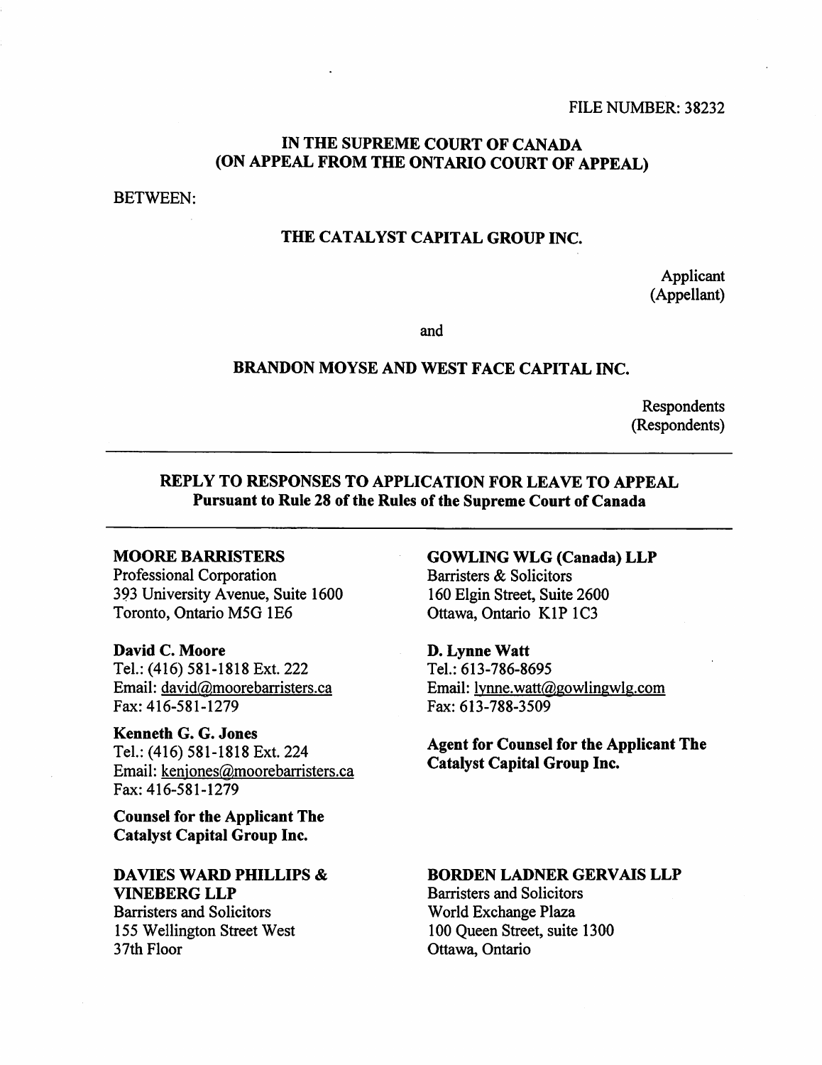FILE NUMBER: 38232

**IN THE SUPREME COURT OF CANADA**
**(ON APPEAL FROM THE ONTARIO COURT OF APPEAL)**

BETWEEN:

**THE CATALYST CAPITAL GROUP INC.**

Applicant
(Appellant)

and

**BRANDON MOYSE AND WEST FACE CAPITAL INC.**

Respondents
(Respondents)

---

**REPLY TO RESPONSES TO APPLICATION FOR LEAVE TO APPEAL**
**Pursuant to Rule 28 of the Rules of the Supreme Court of Canada**

---

**MOORE BARRISTERS**
Professional Corporation
393 University Avenue, Suite 1600
Toronto, Ontario M5G 1E6

**David C. Moore**
Tel.: (416) 581-1818 Ext. 222
Email: david@moorebarristers.ca
Fax: 416-581-1279

**Kenneth G. G. Jones**
Tel.: (416) 581-1818 Ext. 224
Email: kenjones@moorebarristers.ca
Fax: 416-581-1279

**Counsel for the Applicant The Catalyst Capital Group Inc.**

**GOWLING WLG (Canada) LLP**
Barristers & Solicitors
160 Elgin Street, Suite 2600
Ottawa, Ontario K1P 1C3

**D. Lynne Watt**
Tel.: 613-786-8695
Email: lynne.watt@gowlingwlg.com
Fax: 613-788-3509

**Agent for Counsel for the Applicant The Catalyst Capital Group Inc.**

**DAVIES WARD PHILLIPS & VINEBERG LLP**
Barristers and Solicitors
155 Wellington Street West
37th Floor

**BORDEN LADNER GERVAIS LLP**
Barristers and Solicitors
World Exchange Plaza
100 Queen Street, suite 1300
Ottawa, Ontario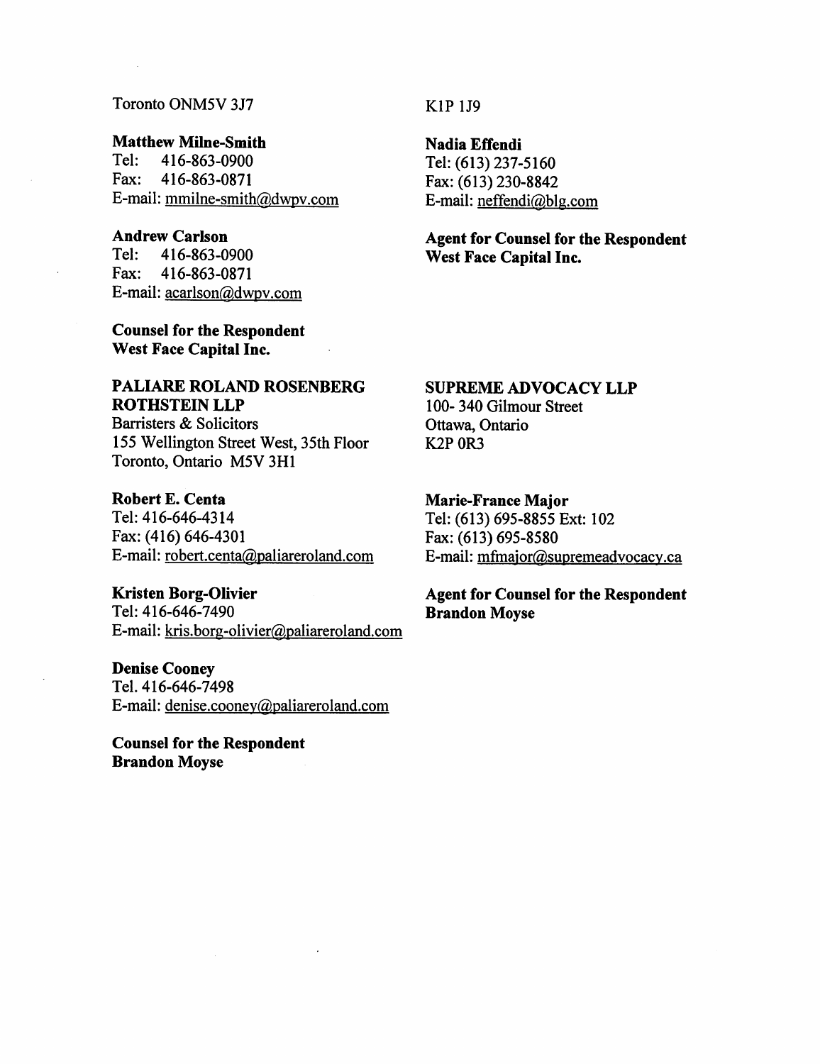Toronto ONM5V 3J7

**Matthew Milne-Smith**
Tel: 416-863-0900
Fax: 416-863-0871
E-mail: mmilne-smith@dwpv.com

**Andrew Carlson**
Tel: 416-863-0900
Fax: 416-863-0871
E-mail: acarlson@dwpv.com

**Counsel for the Respondent**
**West Face Capital Inc.**

K1P 1J9

**Nadia Effendi**
Tel: (613) 237-5160
Fax: (613) 230-8842
E-mail: neffendi@blg.com

**Agent for Counsel for the Respondent**
**West Face Capital Inc.**

**PALIARE ROLAND ROSENBERG ROTHSTEIN LLP**
Barristers & Solicitors
155 Wellington Street West, 35th Floor
Toronto, Ontario M5V 3H1

**Robert E. Centa**
Tel: 416-646-4314
Fax: (416) 646-4301
E-mail: robert.centa@paliareroland.com

**Kristen Borg-Olivier**
Tel: 416-646-7490
E-mail: kris.borg-olivier@paliareroland.com

**Denise Cooney**
Tel. 416-646-7498
E-mail: denise.cooney@paliareroland.com

**Counsel for the Respondent**
**Brandon Moyse**

**SUPREME ADVOCACY LLP**
100- 340 Gilmour Street
Ottawa, Ontario
K2P 0R3

**Marie-France Major**
Tel: (613) 695-8855 Ext: 102
Fax: (613) 695-8580
E-mail: mfmajor@supremeadvocacy.ca

**Agent for Counsel for the Respondent**
**Brandon Moyse**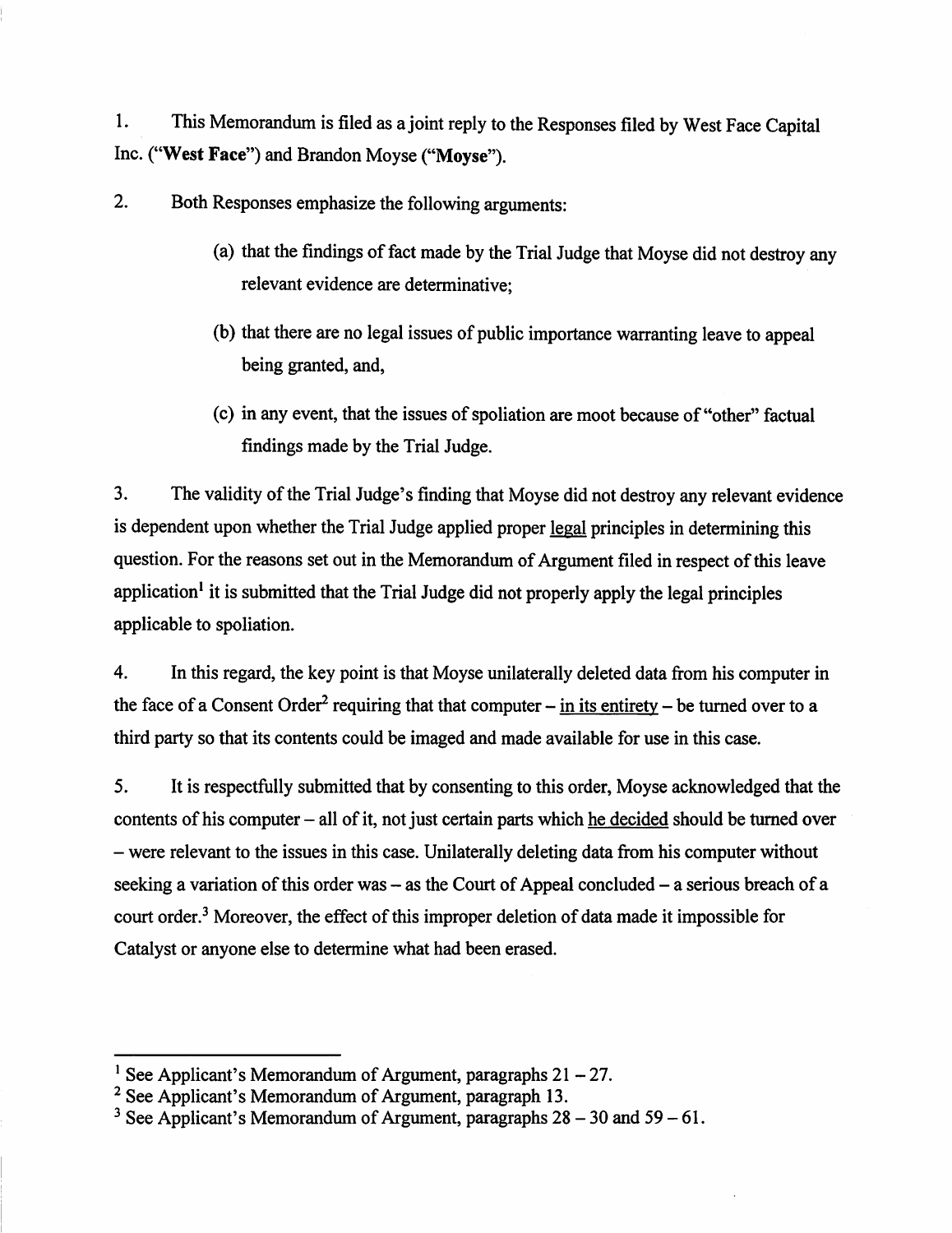1. This Memorandum is filed as a joint reply to the Responses filed by West Face Capital Inc. (**"West Face"**) and Brandon Moyse (**"Moyse"**).

2. Both Responses emphasize the following arguments:

   (a) that the findings of fact made by the Trial Judge that Moyse did not destroy any relevant evidence are determinative;

   (b) that there are no legal issues of public importance warranting leave to appeal being granted, and,

   (c) in any event, that the issues of spoliation are moot because of "other" factual findings made by the Trial Judge.

3. The validity of the Trial Judge's finding that Moyse did not destroy any relevant evidence is dependent upon whether the Trial Judge applied proper <u>legal</u> principles in determining this question. For the reasons set out in the Memorandum of Argument filed in respect of this leave application[1] it is submitted that the Trial Judge did not properly apply the legal principles applicable to spoliation.

4. In this regard, the key point is that Moyse unilaterally deleted data from his computer in the face of a Consent Order[2] requiring that that computer – <u>in its entirety</u> – be turned over to a third party so that its contents could be imaged and made available for use in this case.

5. It is respectfully submitted that by consenting to this order, Moyse acknowledged that the contents of his computer – all of it, not just certain parts which <u>he decided</u> should be turned over – were relevant to the issues in this case. Unilaterally deleting data from his computer without seeking a variation of this order was – as the Court of Appeal concluded – a serious breach of a court order.[3] Moreover, the effect of this improper deletion of data made it impossible for Catalyst or anyone else to determine what had been erased.

---

[1] See Applicant's Memorandum of Argument, paragraphs 21 – 27.

[2] See Applicant's Memorandum of Argument, paragraph 13.

[3] See Applicant's Memorandum of Argument, paragraphs 28 – 30 and 59 – 61.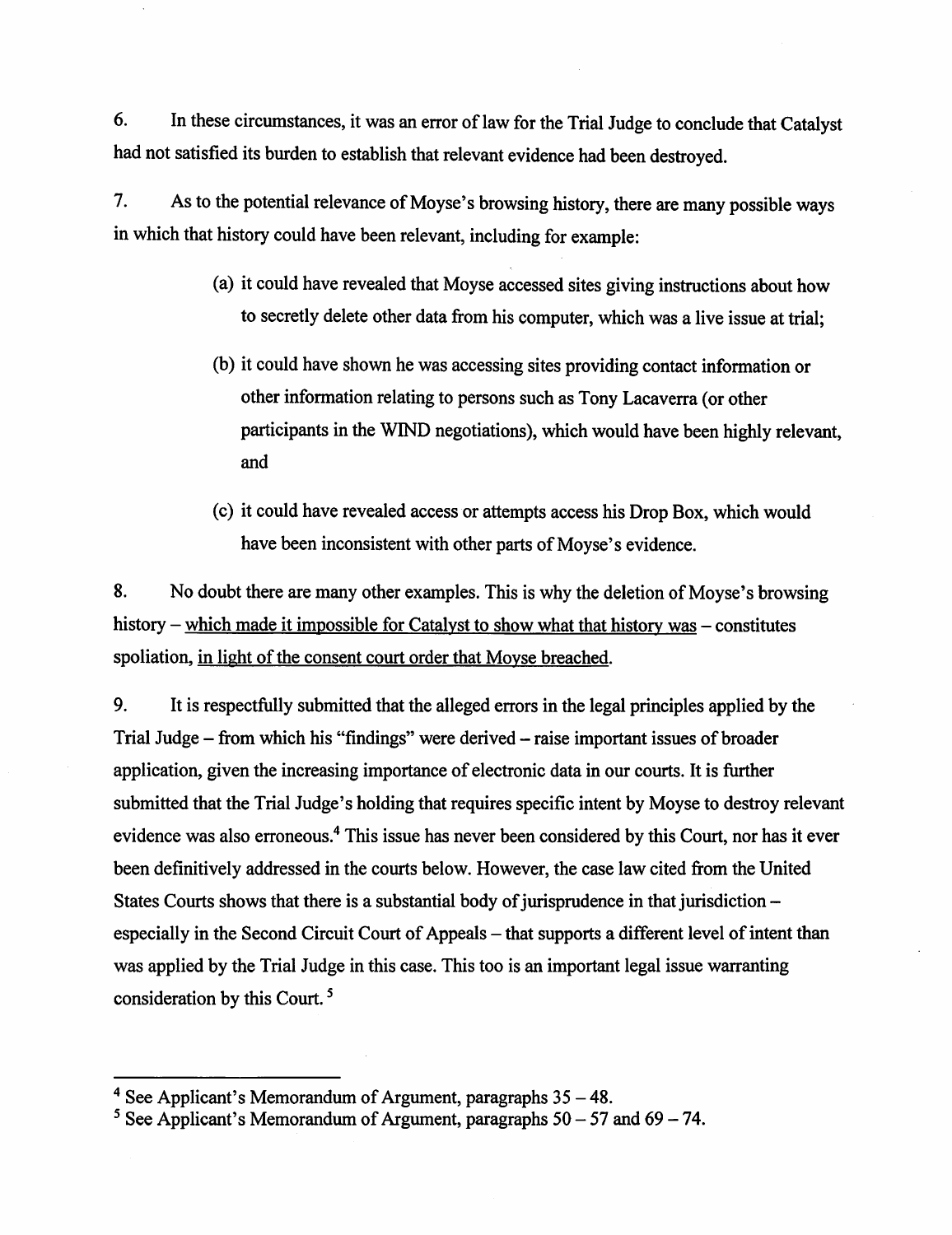6. In these circumstances, it was an error of law for the Trial Judge to conclude that Catalyst had not satisfied its burden to establish that relevant evidence had been destroyed.

7. As to the potential relevance of Moyse's browsing history, there are many possible ways in which that history could have been relevant, including for example:

> (a) it could have revealed that Moyse accessed sites giving instructions about how to secretly delete other data from his computer, which was a live issue at trial;
>
> (b) it could have shown he was accessing sites providing contact information or other information relating to persons such as Tony Lacaverra (or other participants in the WIND negotiations), which would have been highly relevant, and
>
> (c) it could have revealed access or attempts access his Drop Box, which would have been inconsistent with other parts of Moyse's evidence.

8. No doubt there are many other examples. This is why the deletion of Moyse's browsing history – <u>which made it impossible for Catalyst to show what that history was</u> – constitutes spoliation, <u>in light of the consent court order that Moyse breached</u>.

9. It is respectfully submitted that the alleged errors in the legal principles applied by the Trial Judge – from which his "findings" were derived – raise important issues of broader application, given the increasing importance of electronic data in our courts. It is further submitted that the Trial Judge's holding that requires specific intent by Moyse to destroy relevant evidence was also erroneous.[4] This issue has never been considered by this Court, nor has it ever been definitively addressed in the courts below. However, the case law cited from the United States Courts shows that there is a substantial body of jurisprudence in that jurisdiction – especially in the Second Circuit Court of Appeals – that supports a different level of intent than was applied by the Trial Judge in this case. This too is an important legal issue warranting consideration by this Court.[5]

---

[4] See Applicant's Memorandum of Argument, paragraphs 35 – 48.

[5] See Applicant's Memorandum of Argument, paragraphs 50 – 57 and 69 – 74.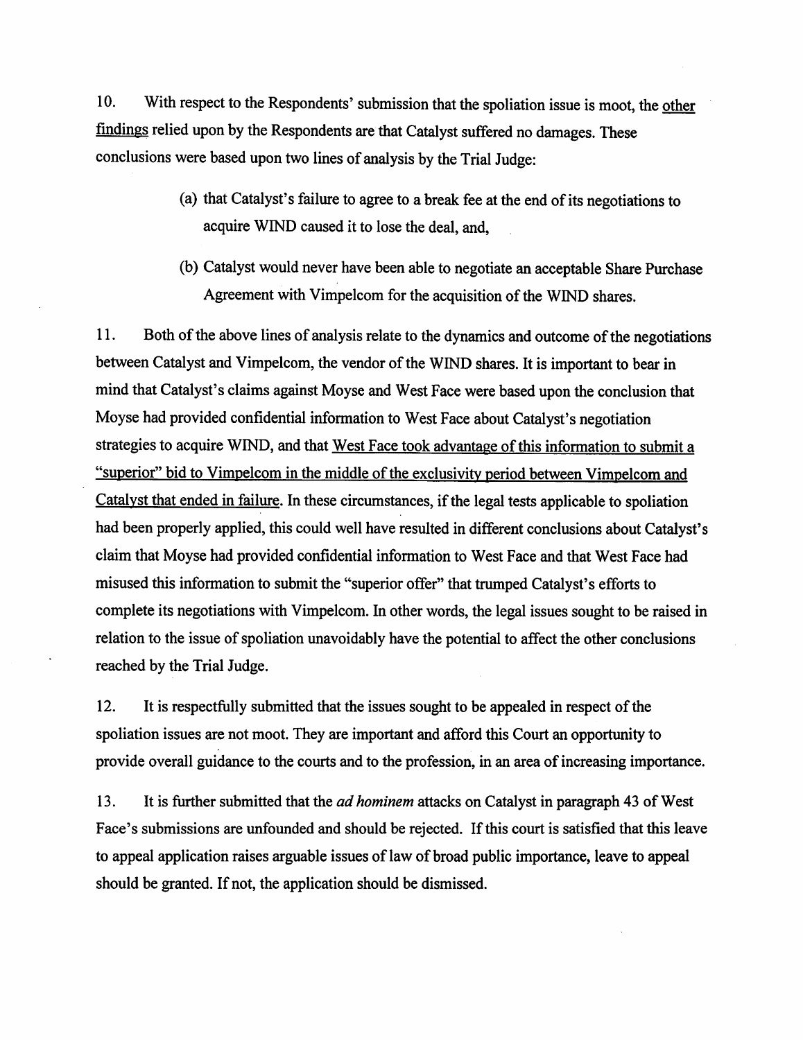10. With respect to the Respondents' submission that the spoliation issue is moot, the <u>other findings</u> relied upon by the Respondents are that Catalyst suffered no damages. These conclusions were based upon two lines of analysis by the Trial Judge:

(a) that Catalyst's failure to agree to a break fee at the end of its negotiations to acquire WIND caused it to lose the deal, and,

(b) Catalyst would never have been able to negotiate an acceptable Share Purchase Agreement with Vimpelcom for the acquisition of the WIND shares.

11. Both of the above lines of analysis relate to the dynamics and outcome of the negotiations between Catalyst and Vimpelcom, the vendor of the WIND shares. It is important to bear in mind that Catalyst's claims against Moyse and West Face were based upon the conclusion that Moyse had provided confidential information to West Face about Catalyst's negotiation strategies to acquire WIND, and that <u>West Face took advantage of this information to submit a "superior" bid to Vimpelcom in the middle of the exclusivity period between Vimpelcom and Catalyst that ended in failure</u>. In these circumstances, if the legal tests applicable to spoliation had been properly applied, this could well have resulted in different conclusions about Catalyst's claim that Moyse had provided confidential information to West Face and that West Face had misused this information to submit the "superior offer" that trumped Catalyst's efforts to complete its negotiations with Vimpelcom. In other words, the legal issues sought to be raised in relation to the issue of spoliation unavoidably have the potential to affect the other conclusions reached by the Trial Judge.

12. It is respectfully submitted that the issues sought to be appealed in respect of the spoliation issues are not moot. They are important and afford this Court an opportunity to provide overall guidance to the courts and to the profession, in an area of increasing importance.

13. It is further submitted that the *ad hominem* attacks on Catalyst in paragraph 43 of West Face's submissions are unfounded and should be rejected. If this court is satisfied that this leave to appeal application raises arguable issues of law of broad public importance, leave to appeal should be granted. If not, the application should be dismissed.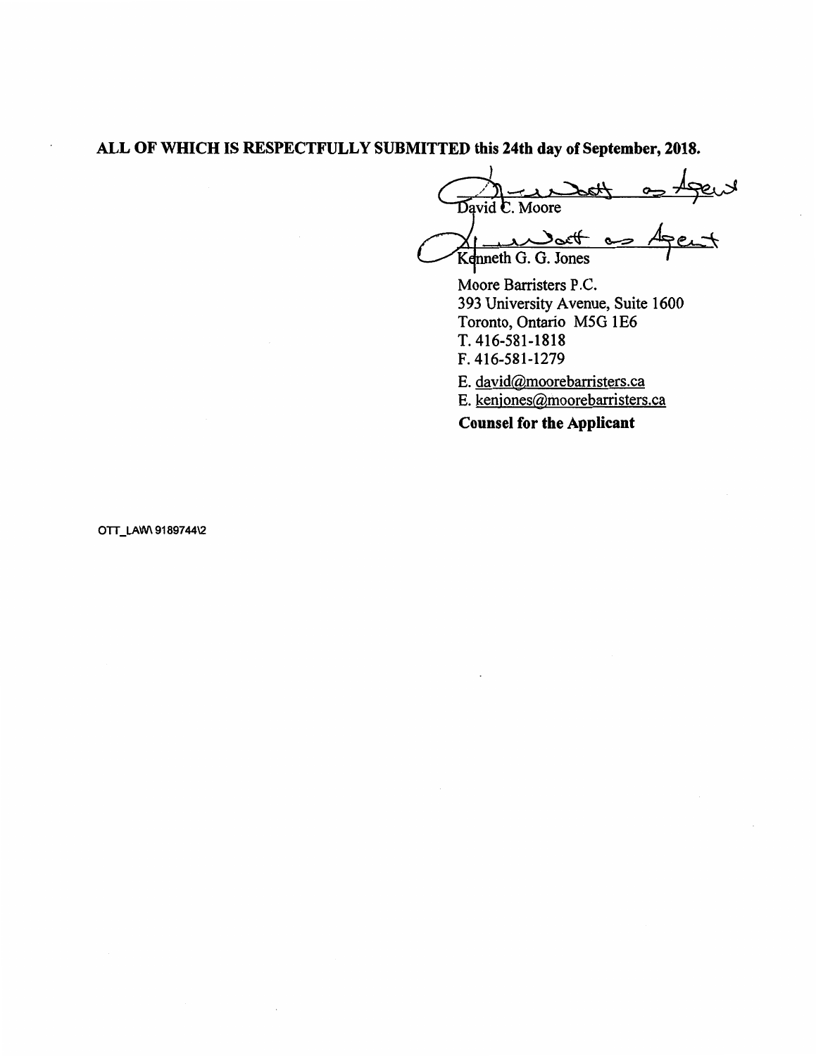**ALL OF WHICH IS RESPECTFULLY SUBMITTED this 24th day of September, 2018.**

David C. Moore

Kenneth G. G. Jones

Moore Barristers P.C.
393 University Avenue, Suite 1600
Toronto, Ontario M5G 1E6
T. 416-581-1818
F. 416-581-1279

E. david@moorebarristers.ca
E. kenjones@moorebarristers.ca

**Counsel for the Applicant**

OTT_LAW\ 9189744\2